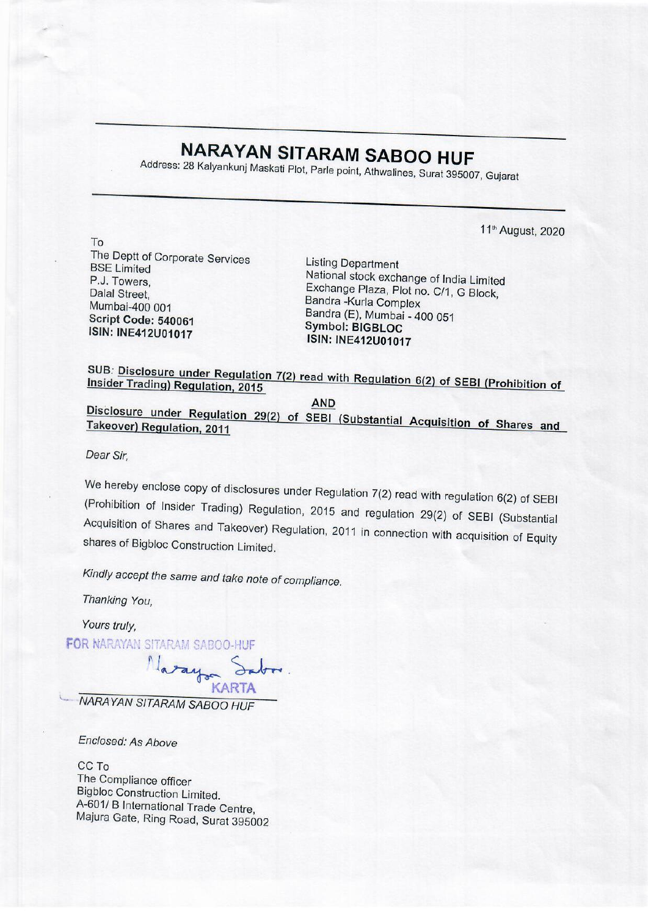# NARAYAN SITARAM SABOO HUF

Address: 28 Kalyankunj Maskati Plot, Parle point, Athwalines, Surat 395007, Gujarat

11th August, 2020

To
The Deptt of Corporate Services
BSE Limited
P.J. Towers,
Dalal Street,
Mumbai-400 001
**Script Code: 540061**
**ISIN: INE412U01017**

Listing Department
National stock exchange of India Limited
Exchange Plaza, Plot no. C/1, G Block,
Bandra -Kurla Complex
Bandra (E), Mumbai - 400 051
**Symbol: BIGBLOC**
**ISIN: INE412U01017**

**SUB: Disclosure under Regulation 7(2) read with Regulation 6(2) of SEBI (Prohibition of Insider Trading) Regulation, 2015**

**AND**

**Disclosure under Regulation 29(2) of SEBI (Substantial Acquisition of Shares and Takeover) Regulation, 2011**

*Dear Sir,*

We hereby enclose copy of disclosures under Regulation 7(2) read with regulation 6(2) of SEBI (Prohibition of Insider Trading) Regulation, 2015 and regulation 29(2) of SEBI (Substantial Acquisition of Shares and Takeover) Regulation, 2011 in connection with acquisition of Equity shares of Bigbloc Construction Limited.

*Kindly accept the same and take note of compliance.*

*Thanking You,*

*Yours truly,*

FOR NARAYAN SITARAM SABOO-HUF

KARTA

*NARAYAN SITARAM SABOO HUF*

*Enclosed: As Above*

CC To
The Compliance officer
Bigbloc Construction Limited.
A-601/ B International Trade Centre,
Majura Gate, Ring Road, Surat 395002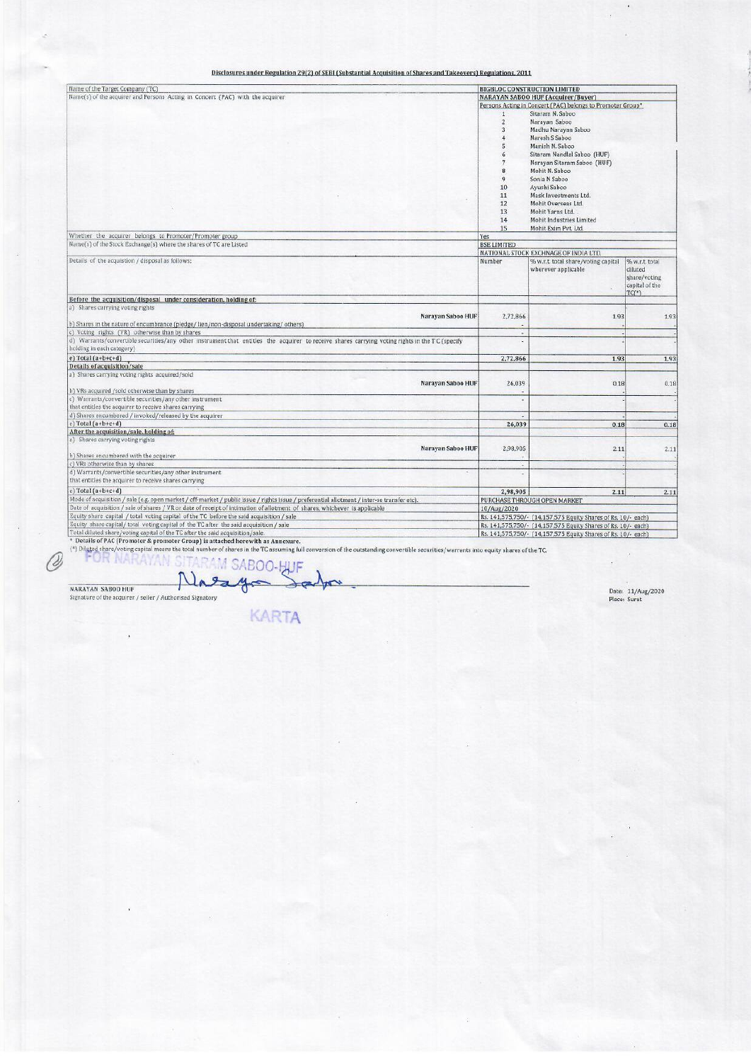## Disclosures under Regulation 29(2) of SEBI (Substantial Acquisition of Shares and Takeovers) Regulations, 2011

| Name of the Target Company (TC) | BIGBLOC CONSTRUCTION LIMITED | | |
|---|---|---|---|
| Name(s) of the acquirer and Persons Acting in Concert (PAC) with the acquirer | NARAYAN SABOO HUF (Acquirer/Buyer) | | |
| | Persons Acting in Concert (PAC) belongs to Promoter Group* | | |
| | 1 | Sitaram N. Saboo | |
| | 2 | Narayan Saboo | |
| | 3 | Madhu Narayan Saboo | |
| | 4 | Naresh S Saboo | |
| | 5 | Manish N. Saboo | |
| | 6 | Sitaram Nandlal Saboo (HUF) | |
| | 7 | Narayan Sitaram Saboo (HUF) | |
| | 8 | Mohit N. Saboo | |
| | 9 | Sonia N Saboo | |
| | 10 | Ayushi Saboo | |
| | 11 | Mask Investments Ltd. | |
| | 12 | Mohit Overseas Ltd. | |
| | 13 | Mohit Yarns Ltd. | |
| | 14 | Mohit Industries Limited | |
| | 15 | Mohit Exim Pvt. Ltd. | |
| Whether the acquirer belongs to Promoter/Promoter group | Yes | | |
| Name(s) of the Stock Exchange(s) where the shares of TC are Listed | BSE LIMITED | | |
| | NATIONAL STOCK EXCHNAGE OF INDIA LTD. | | |
| Details of the acquistion / disposal as follows: | Number | % w.r.t. total share/voting capital wherever applicable | % w.r.t. total diluted share/voting capital of the TC(*) |
| **Before the acquisition/disposal under consideration, holding of:** | | | |
| a) Shares carrying voting rights | | | |
| Narayan Saboo HUF | 2,72,866 | 1.93 | 1.93 |
| b) Shares in the nature of encumbrance (pledge/ lien/non-disposal undertaking/ others) | - | - | - |
| c) Voting rights (VR) otherwise than by shares | - | - | - |
| d) Warrants/convertible securities/any other instrument that entitles the acquirer to receive shares carrying voting rights in the TC (specify holding in each category) | - | - | - |
| **e) Total (a+b+c+d)** | **2,72,866** | **1.93** | **1.93** |
| **Details of acquisition/sale** | | | |
| a) Shares carrying voting rights acquired/sold | | | |
| Narayan Saboo HUF | 26,039 | 0.18 | 0.18 |
| b) VRs acquired /sold otherwise than by shares | - | - | - |
| c) Warrants/convertible securities/any other instrument that entitles the acquirer to receive shares carrying | - | - | - |
| d) Shares encumbered / invoked/released by the acquirer | - | - | - |
| **e) Total (a+b+c+d)** | **26,039** | **0.18** | **0.18** |
| **After the acquisition/sale, holding of:** | | | |
| a) Shares carrying voting rights | | | |
| Narayan Saboo HUF | 2,98,905 | 2.11 | 2.11 |
| b) Shares encumbered with the acquirer | - | - | - |
| c) VRs otherwise than by shares | - | - | - |
| d) Warrants/convertible securities/any other instrument that entitles the acquirer to receive shares carrying | - | - | - |
| **e) Total (a+b+c+d)** | **2,98,905** | **2.11** | **2.11** |
| Mode of acquisition / sale (e.g. open market / off-market / public issue / rights issue / preferential allotment / inter-se transfer etc). | PURCHASE THROUGH OPEN MARKET | | |
| Date of acquisition / sale of shares / VR or date of receipt of intimation of allotment of shares, whichever is applicable | 10/Aug/2020 | | |
| Equity share capital / total voting capital of the TC before the said acquisition / sale | Rs. 141,575,750/- (14,157,575 Equity Shares of Rs. 10/- each) | | |
| Equity share capital/ total voting capital of the TC after the said acquisition / sale | Rs. 141,575,750/- (14,157,575 Equity Shares of Rs. 10/- each) | | |
| Total diluted share/voting capital of the TC after the said acquisition/sale. | Rs. 141,575,750/- (14,157,575 Equity Shares of Rs. 10/- each) | | |

\* **Details of PAC (Promoter & promoter Group) is attached herewith as Annexure.**

(*) Diluted share/voting capital means the total number of shares in the TC assuming full conversion of the outstanding convertible securities/warrents into equity shares of the TC.

FOR NARAYAN SITARAM SABOO-HUF

NARAYAN SABOO HUF
Signature of the acquirer / seller / Authorised Signatory

KARTA

Date: 11/Aug/2020
Place: Surat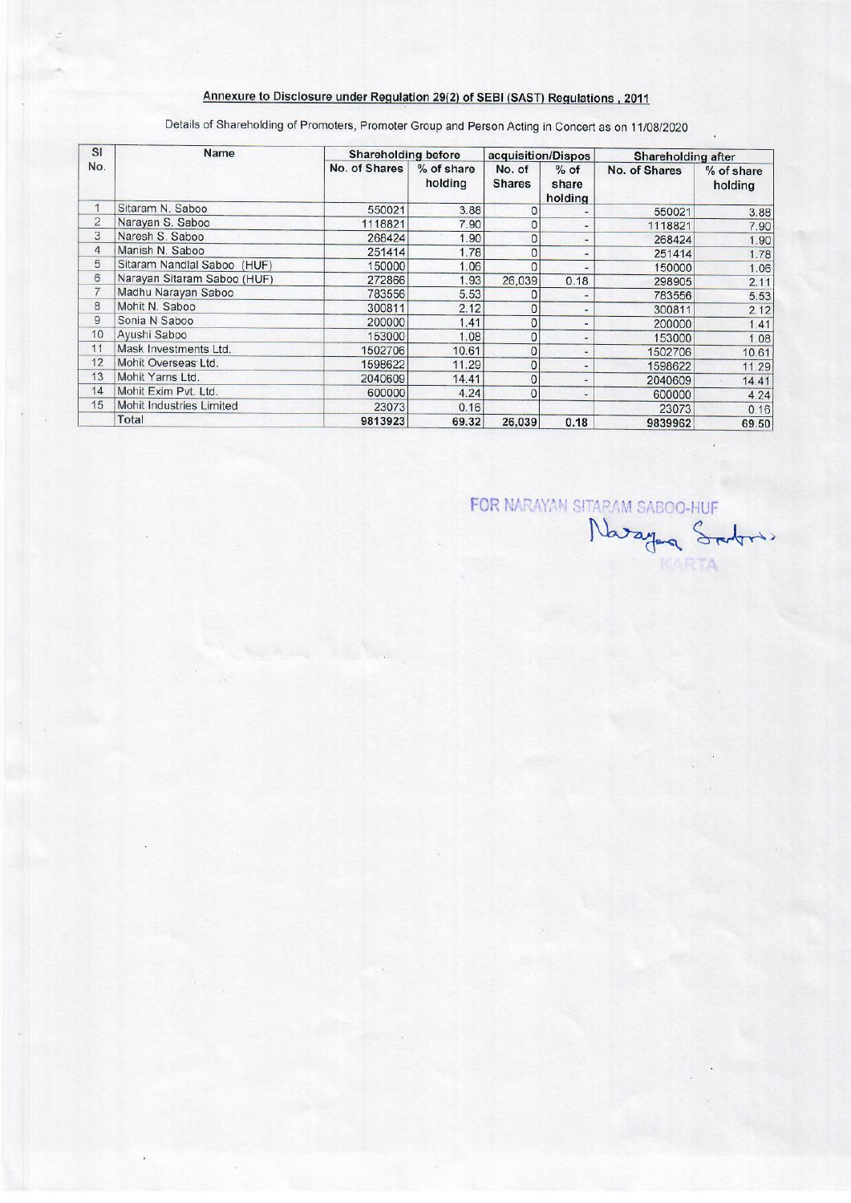## Annexure to Disclosure under Regulation 29(2) of SEBI (SAST) Regulations , 2011

Details of Shareholding of Promoters, Promoter Group and Person Acting in Concert as on 11/08/2020

| Sl No. | Name | Shareholding before | | acquisition/Dispos | | Shareholding after | |
|---|---|---|---|---|---|---|---|
| | | No. of Shares | % of share holding | No. of Shares | % of share holding | No. of Shares | % of share holding |
| 1 | Sitaram N. Saboo | 550021 | 3.88 | 0 | - | 550021 | 3.88 |
| 2 | Narayan S. Saboo | 1118821 | 7.90 | 0 | - | 1118821 | 7.90 |
| 3 | Naresh S. Saboo | 268424 | 1.90 | 0 | - | 268424 | 1.90 |
| 4 | Manish N. Saboo | 251414 | 1.78 | 0 | - | 251414 | 1.78 |
| 5 | Sitaram Nandlal Saboo (HUF) | 150000 | 1.06 | 0 | - | 150000 | 1.06 |
| 6 | Narayan Sitaram Saboo (HUF) | 272866 | 1.93 | 26,039 | 0.18 | 298905 | 2.11 |
| 7 | Madhu Narayan Saboo | 783556 | 5.53 | 0 | - | 783556 | 5.53 |
| 8 | Mohit N. Saboo | 300811 | 2.12 | 0 | - | 300811 | 2.12 |
| 9 | Sonia N Saboo | 200000 | 1.41 | 0 | - | 200000 | 1.41 |
| 10 | Ayushi Saboo | 153000 | 1.08 | 0 | - | 153000 | 1.08 |
| 11 | Mask Investments Ltd. | 1502706 | 10.61 | 0 | - | 1502706 | 10.61 |
| 12 | Mohit Overseas Ltd. | 1598622 | 11.29 | 0 | - | 1598622 | 11.29 |
| 13 | Mohit Yarns Ltd. | 2040609 | 14.41 | 0 | - | 2040609 | 14.41 |
| 14 | Mohit Exim Pvt. Ltd. | 600000 | 4.24 | 0 | - | 600000 | 4.24 |
| 15 | Mohit Industries Limited | 23073 | 0.16 | | | 23073 | 0.16 |
| | Total | 9813923 | 69.32 | 26,039 | 0.18 | 9839962 | 69.50 |

FOR NARAYAN SITARAM SABOO-HUF

Narayan Saboo

KARTA